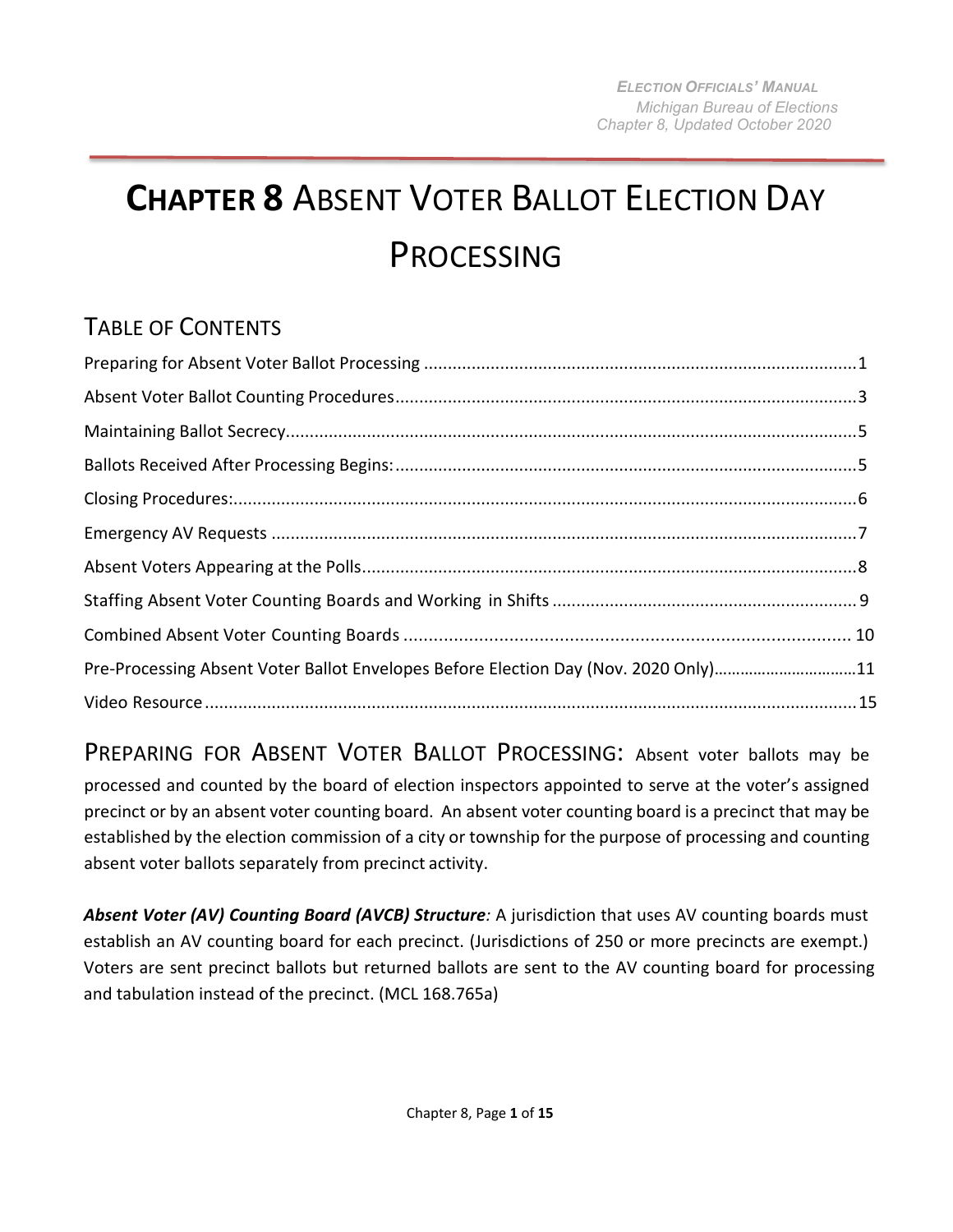# CHAPTER 8 ABSENT VOTER BALLOT ELECTION DAY PROCESSING

## TABLE OF CONTENTS

Preparing for Absent Voter Ballot Processing .......... 1
Absent Voter Ballot Counting Procedures .......... 3
Maintaining Ballot Secrecy .......... 5
Ballots Received After Processing Begins: .......... 5
Closing Procedures: .......... 6
Emergency AV Requests .......... 7
Absent Voters Appearing at the Polls .......... 8
Staffing Absent Voter Counting Boards and Working in Shifts .......... 9
Combined Absent Voter Counting Boards .......... 10
Pre-Processing Absent Voter Ballot Envelopes Before Election Day (Nov. 2020 Only) .......... 11
Video Resource .......... 15

## PREPARING FOR ABSENT VOTER BALLOT PROCESSING:

Absent voter ballots may be processed and counted by the board of election inspectors appointed to serve at the voter's assigned precinct or by an absent voter counting board. An absent voter counting board is a precinct that may be established by the election commission of a city or township for the purpose of processing and counting absent voter ballots separately from precinct activity.

***Absent Voter (AV) Counting Board (AVCB) Structure****:* A jurisdiction that uses AV counting boards must establish an AV counting board for each precinct. (Jurisdictions of 250 or more precincts are exempt.) Voters are sent precinct ballots but returned ballots are sent to the AV counting board for processing and tabulation instead of the precinct. (MCL 168.765a)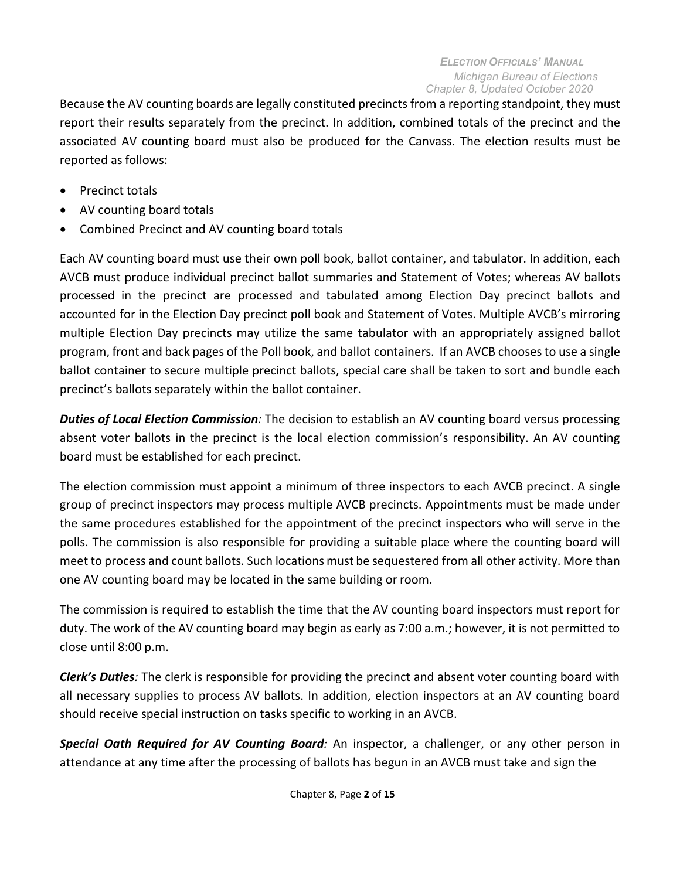Because the AV counting boards are legally constituted precincts from a reporting standpoint, they must report their results separately from the precinct. In addition, combined totals of the precinct and the associated AV counting board must also be produced for the Canvass. The election results must be reported as follows:

- Precinct totals
- AV counting board totals
- Combined Precinct and AV counting board totals

Each AV counting board must use their own poll book, ballot container, and tabulator. In addition, each AVCB must produce individual precinct ballot summaries and Statement of Votes; whereas AV ballots processed in the precinct are processed and tabulated among Election Day precinct ballots and accounted for in the Election Day precinct poll book and Statement of Votes. Multiple AVCB's mirroring multiple Election Day precincts may utilize the same tabulator with an appropriately assigned ballot program, front and back pages of the Poll book, and ballot containers. If an AVCB chooses to use a single ballot container to secure multiple precinct ballots, special care shall be taken to sort and bundle each precinct's ballots separately within the ballot container.

***Duties of Local Election Commission****:* The decision to establish an AV counting board versus processing absent voter ballots in the precinct is the local election commission's responsibility. An AV counting board must be established for each precinct.

The election commission must appoint a minimum of three inspectors to each AVCB precinct. A single group of precinct inspectors may process multiple AVCB precincts. Appointments must be made under the same procedures established for the appointment of the precinct inspectors who will serve in the polls. The commission is also responsible for providing a suitable place where the counting board will meet to process and count ballots. Such locations must be sequestered from all other activity. More than one AV counting board may be located in the same building or room.

The commission is required to establish the time that the AV counting board inspectors must report for duty. The work of the AV counting board may begin as early as 7:00 a.m.; however, it is not permitted to close until 8:00 p.m.

***Clerk's Duties****:* The clerk is responsible for providing the precinct and absent voter counting board with all necessary supplies to process AV ballots. In addition, election inspectors at an AV counting board should receive special instruction on tasks specific to working in an AVCB.

***Special Oath Required for AV Counting Board****:* An inspector, a challenger, or any other person in attendance at any time after the processing of ballots has begun in an AVCB must take and sign the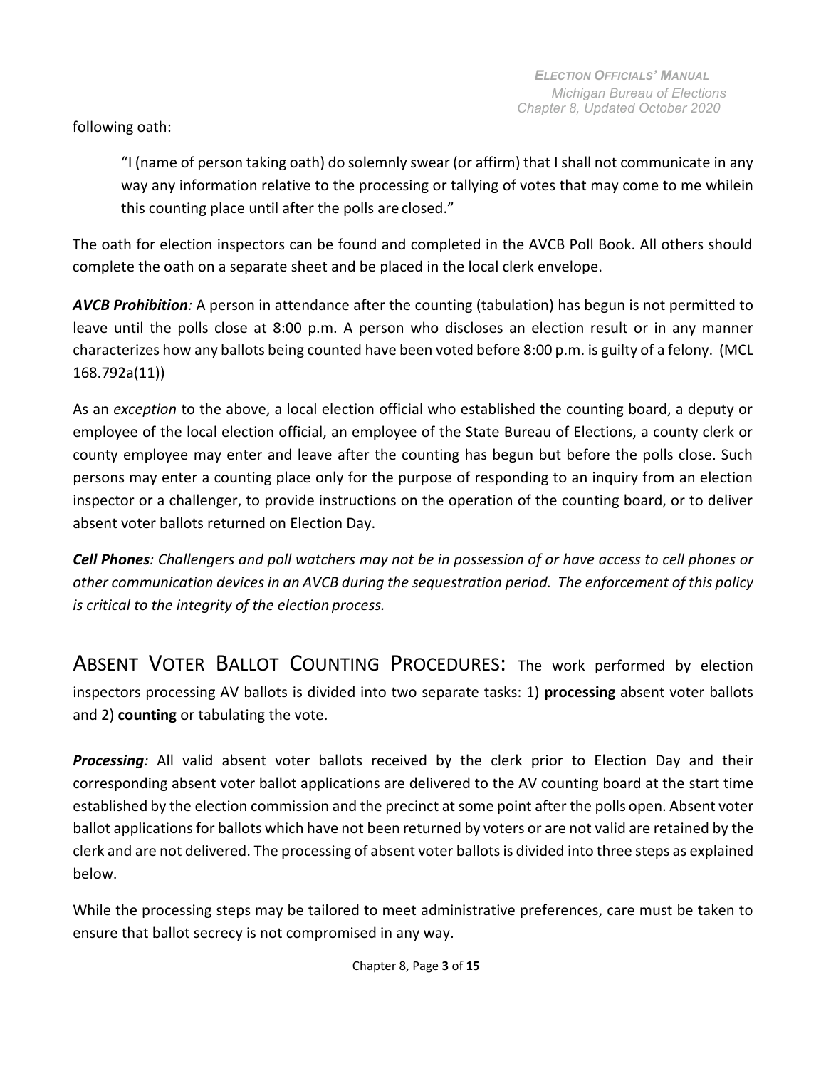following oath:

> "I (name of person taking oath) do solemnly swear (or affirm) that I shall not communicate in any way any information relative to the processing or tallying of votes that may come to me whilein this counting place until after the polls are closed."

The oath for election inspectors can be found and completed in the AVCB Poll Book. All others should complete the oath on a separate sheet and be placed in the local clerk envelope.

***AVCB Prohibition**:* A person in attendance after the counting (tabulation) has begun is not permitted to leave until the polls close at 8:00 p.m. A person who discloses an election result or in any manner characterizes how any ballots being counted have been voted before 8:00 p.m. is guilty of a felony. (MCL 168.792a(11))

As an *exception* to the above, a local election official who established the counting board, a deputy or employee of the local election official, an employee of the State Bureau of Elections, a county clerk or county employee may enter and leave after the counting has begun but before the polls close. Such persons may enter a counting place only for the purpose of responding to an inquiry from an election inspector or a challenger, to provide instructions on the operation of the counting board, or to deliver absent voter ballots returned on Election Day.

***Cell Phones**: Challengers and poll watchers may not be in possession of or have access to cell phones or other communication devices in an AVCB during the sequestration period. The enforcement of this policy is critical to the integrity of the election process.*

## ABSENT VOTER BALLOT COUNTING PROCEDURES:

The work performed by election inspectors processing AV ballots is divided into two separate tasks: 1) **processing** absent voter ballots and 2) **counting** or tabulating the vote.

***Processing**:* All valid absent voter ballots received by the clerk prior to Election Day and their corresponding absent voter ballot applications are delivered to the AV counting board at the start time established by the election commission and the precinct at some point after the polls open. Absent voter ballot applications for ballots which have not been returned by voters or are not valid are retained by the clerk and are not delivered. The processing of absent voter ballots is divided into three steps as explained below.

While the processing steps may be tailored to meet administrative preferences, care must be taken to ensure that ballot secrecy is not compromised in any way.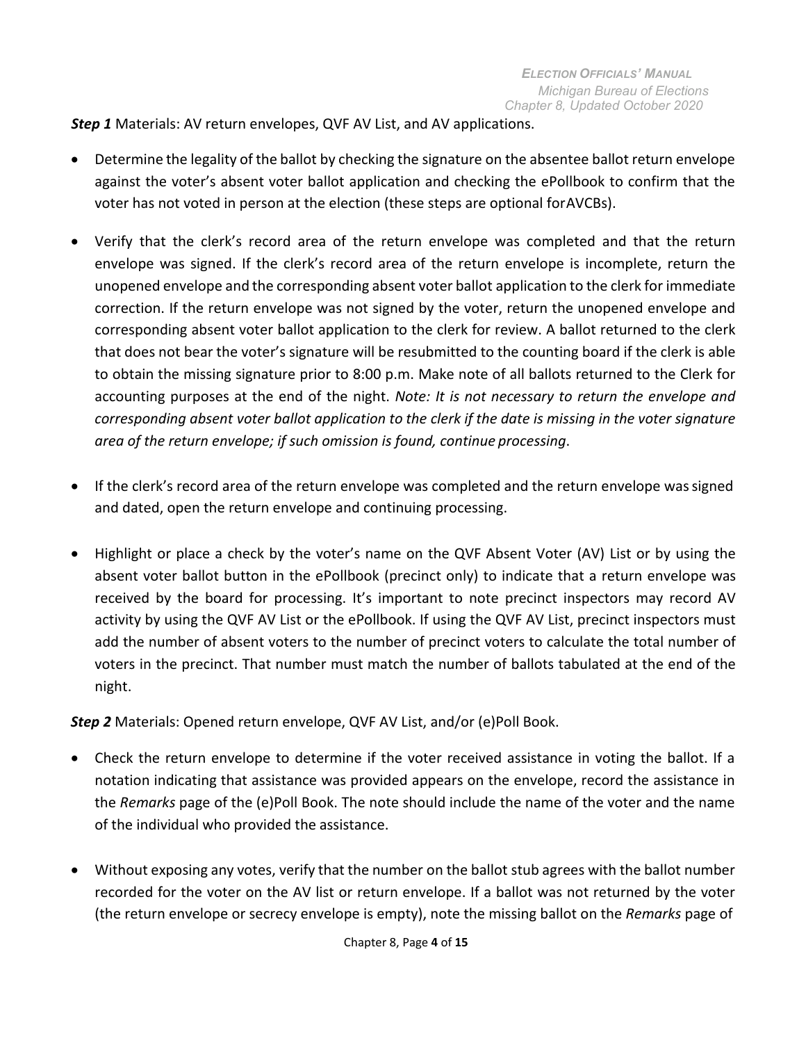***Step 1*** Materials: AV return envelopes, QVF AV List, and AV applications.

- Determine the legality of the ballot by checking the signature on the absentee ballot return envelope against the voter's absent voter ballot application and checking the ePollbook to confirm that the voter has not voted in person at the election (these steps are optional forAVCBs).

- Verify that the clerk's record area of the return envelope was completed and that the return envelope was signed. If the clerk's record area of the return envelope is incomplete, return the unopened envelope and the corresponding absent voter ballot application to the clerk for immediate correction. If the return envelope was not signed by the voter, return the unopened envelope and corresponding absent voter ballot application to the clerk for review. A ballot returned to the clerk that does not bear the voter's signature will be resubmitted to the counting board if the clerk is able to obtain the missing signature prior to 8:00 p.m. Make note of all ballots returned to the Clerk for accounting purposes at the end of the night. *Note: It is not necessary to return the envelope and corresponding absent voter ballot application to the clerk if the date is missing in the voter signature area of the return envelope; if such omission is found, continue processing*.

- If the clerk's record area of the return envelope was completed and the return envelope was signed and dated, open the return envelope and continuing processing.

- Highlight or place a check by the voter's name on the QVF Absent Voter (AV) List or by using the absent voter ballot button in the ePollbook (precinct only) to indicate that a return envelope was received by the board for processing. It's important to note precinct inspectors may record AV activity by using the QVF AV List or the ePollbook. If using the QVF AV List, precinct inspectors must add the number of absent voters to the number of precinct voters to calculate the total number of voters in the precinct. That number must match the number of ballots tabulated at the end of the night.

***Step 2*** Materials: Opened return envelope, QVF AV List, and/or (e)Poll Book.

- Check the return envelope to determine if the voter received assistance in voting the ballot. If a notation indicating that assistance was provided appears on the envelope, record the assistance in the *Remarks* page of the (e)Poll Book. The note should include the name of the voter and the name of the individual who provided the assistance.

- Without exposing any votes, verify that the number on the ballot stub agrees with the ballot number recorded for the voter on the AV list or return envelope. If a ballot was not returned by the voter (the return envelope or secrecy envelope is empty), note the missing ballot on the *Remarks* page of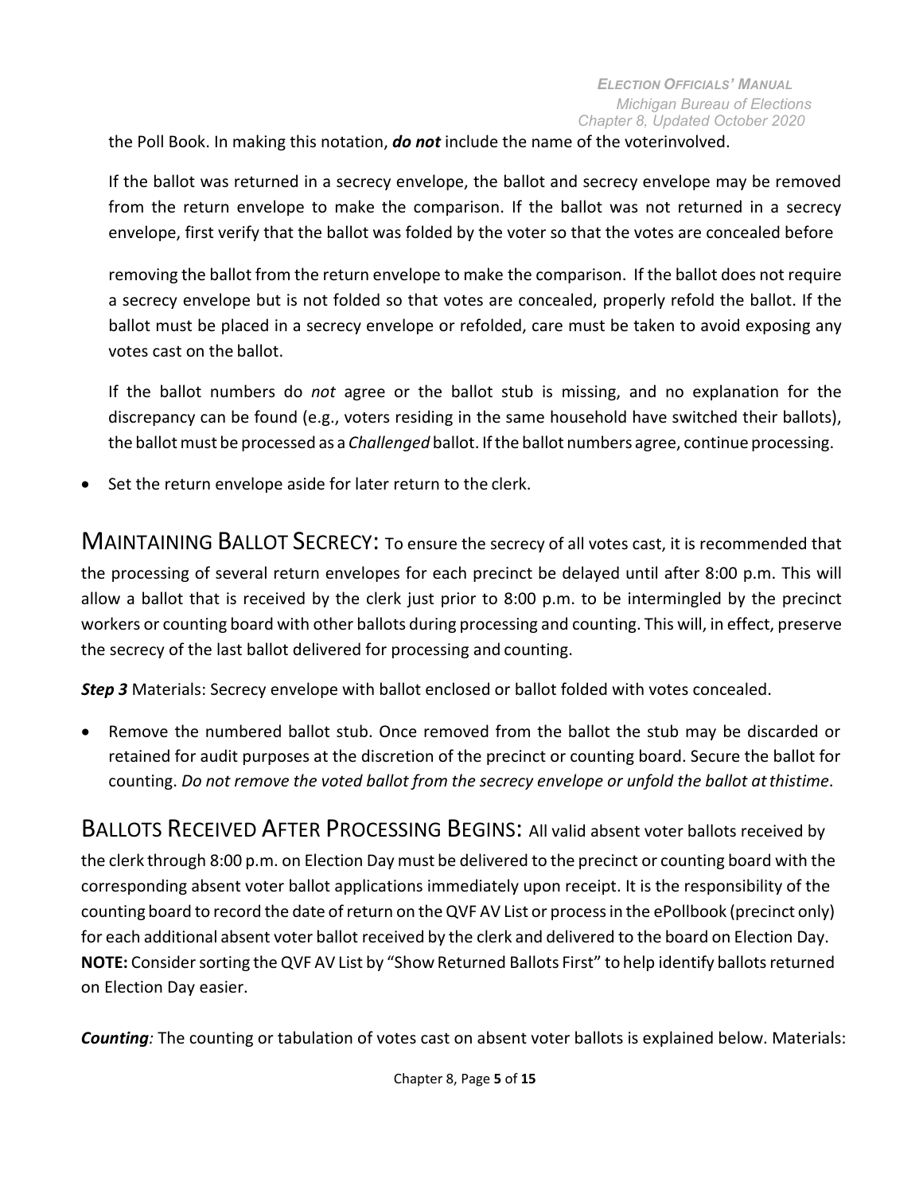the Poll Book. In making this notation, ***do not*** include the name of the voterinvolved.

If the ballot was returned in a secrecy envelope, the ballot and secrecy envelope may be removed from the return envelope to make the comparison. If the ballot was not returned in a secrecy envelope, first verify that the ballot was folded by the voter so that the votes are concealed before

removing the ballot from the return envelope to make the comparison. If the ballot does not require a secrecy envelope but is not folded so that votes are concealed, properly refold the ballot. If the ballot must be placed in a secrecy envelope or refolded, care must be taken to avoid exposing any votes cast on the ballot.

If the ballot numbers do *not* agree or the ballot stub is missing, and no explanation for the discrepancy can be found (e.g., voters residing in the same household have switched their ballots), the ballot must be processed as a *Challenged* ballot. If the ballot numbers agree, continue processing.

- Set the return envelope aside for later return to the clerk.

MAINTAINING BALLOT SECRECY: To ensure the secrecy of all votes cast, it is recommended that the processing of several return envelopes for each precinct be delayed until after 8:00 p.m. This will allow a ballot that is received by the clerk just prior to 8:00 p.m. to be intermingled by the precinct workers or counting board with other ballots during processing and counting. This will, in effect, preserve the secrecy of the last ballot delivered for processing and counting.

***Step 3*** Materials: Secrecy envelope with ballot enclosed or ballot folded with votes concealed.

- Remove the numbered ballot stub. Once removed from the ballot the stub may be discarded or retained for audit purposes at the discretion of the precinct or counting board. Secure the ballot for counting. *Do not remove the voted ballot from the secrecy envelope or unfold the ballot at thistime*.

BALLOTS RECEIVED AFTER PROCESSING BEGINS: All valid absent voter ballots received by the clerk through 8:00 p.m. on Election Day must be delivered to the precinct or counting board with the corresponding absent voter ballot applications immediately upon receipt. It is the responsibility of the counting board to record the date of return on the QVF AV List or process in the ePollbook (precinct only) for each additional absent voter ballot received by the clerk and delivered to the board on Election Day. **NOTE:** Consider sorting the QVF AV List by "Show Returned Ballots First" to help identify ballots returned on Election Day easier.

***Counting****:* The counting or tabulation of votes cast on absent voter ballots is explained below. Materials: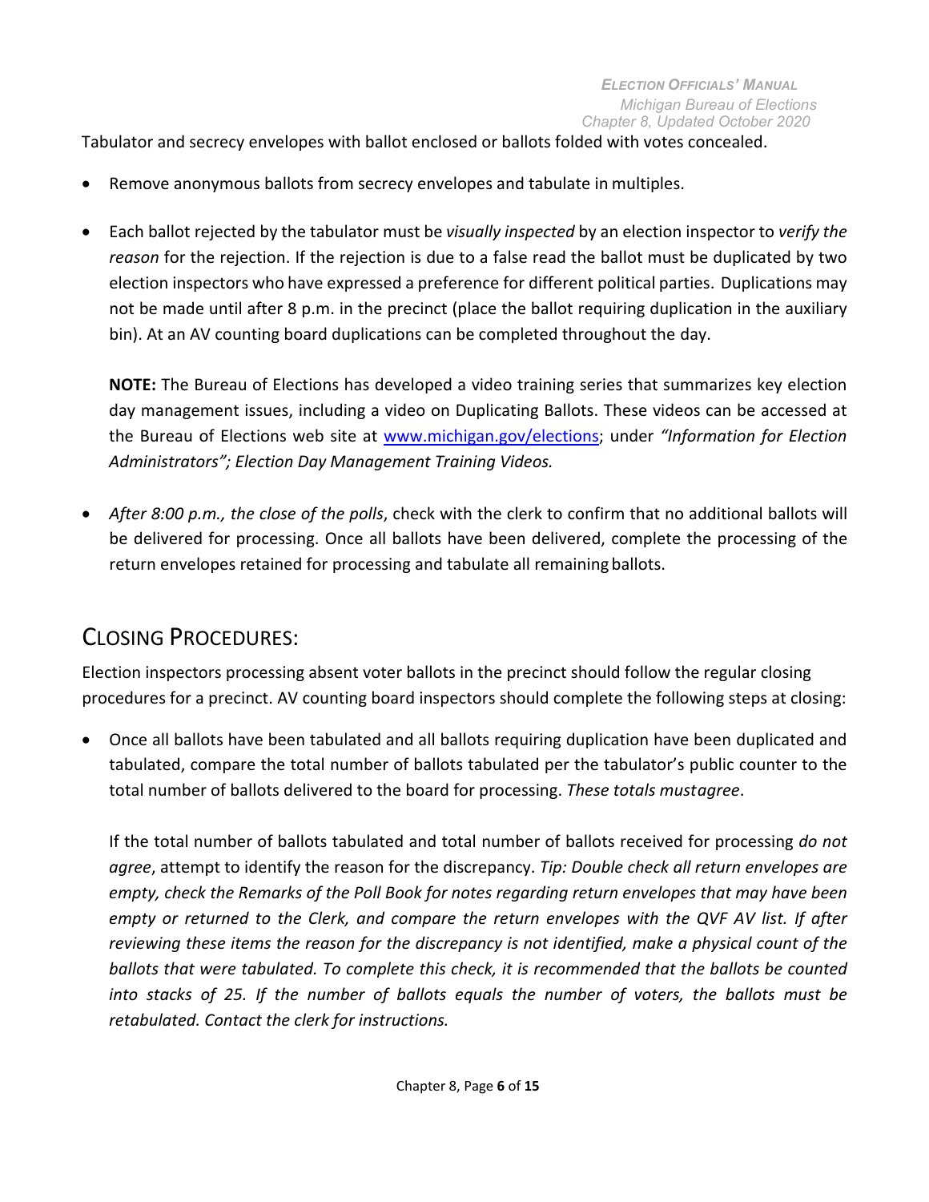Tabulator and secrecy envelopes with ballot enclosed or ballots folded with votes concealed.

- Remove anonymous ballots from secrecy envelopes and tabulate in multiples.

- Each ballot rejected by the tabulator must be *visually inspected* by an election inspector to *verify the reason* for the rejection. If the rejection is due to a false read the ballot must be duplicated by two election inspectors who have expressed a preference for different political parties. Duplications may not be made until after 8 p.m. in the precinct (place the ballot requiring duplication in the auxiliary bin). At an AV counting board duplications can be completed throughout the day.

  **NOTE:** The Bureau of Elections has developed a video training series that summarizes key election day management issues, including a video on Duplicating Ballots. These videos can be accessed at the Bureau of Elections web site at [www.michigan.gov/elections](www.michigan.gov/elections); under *"Information for Election Administrators"; Election Day Management Training Videos.*

- *After 8:00 p.m., the close of the polls*, check with the clerk to confirm that no additional ballots will be delivered for processing. Once all ballots have been delivered, complete the processing of the return envelopes retained for processing and tabulate all remaining ballots.

## CLOSING PROCEDURES:

Election inspectors processing absent voter ballots in the precinct should follow the regular closing procedures for a precinct. AV counting board inspectors should complete the following steps at closing:

- Once all ballots have been tabulated and all ballots requiring duplication have been duplicated and tabulated, compare the total number of ballots tabulated per the tabulator's public counter to the total number of ballots delivered to the board for processing. *These totals mustagree*.

  If the total number of ballots tabulated and total number of ballots received for processing *do not agree*, attempt to identify the reason for the discrepancy. *Tip: Double check all return envelopes are empty, check the Remarks of the Poll Book for notes regarding return envelopes that may have been empty or returned to the Clerk, and compare the return envelopes with the QVF AV list. If after reviewing these items the reason for the discrepancy is not identified, make a physical count of the ballots that were tabulated. To complete this check, it is recommended that the ballots be counted into stacks of 25. If the number of ballots equals the number of voters, the ballots must be retabulated. Contact the clerk for instructions.*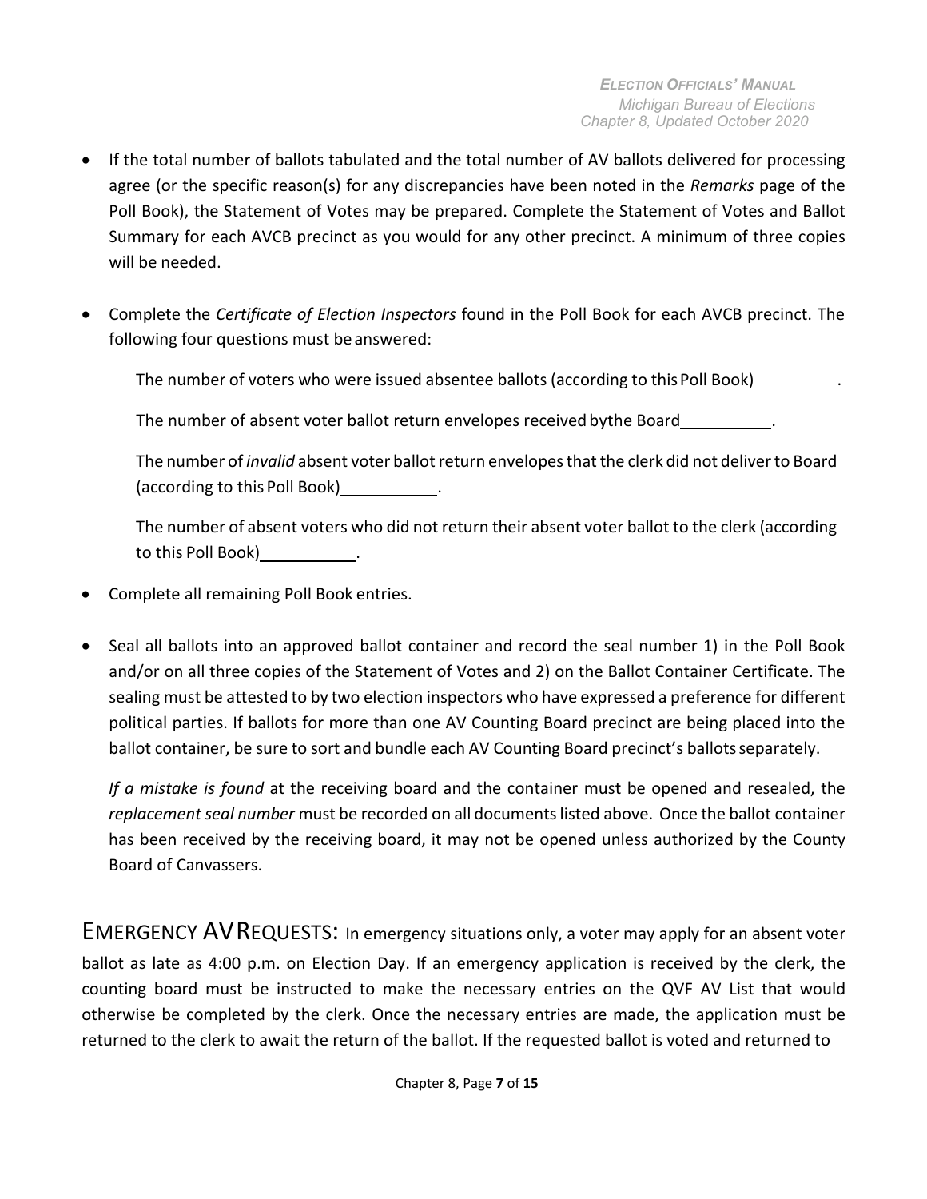- If the total number of ballots tabulated and the total number of AV ballots delivered for processing agree (or the specific reason(s) for any discrepancies have been noted in the *Remarks* page of the Poll Book), the Statement of Votes may be prepared. Complete the Statement of Votes and Ballot Summary for each AVCB precinct as you would for any other precinct. A minimum of three copies will be needed.

- Complete the *Certificate of Election Inspectors* found in the Poll Book for each AVCB precinct. The following four questions must be answered:

  The number of voters who were issued absentee ballots (according to this Poll Book) __________.

  The number of absent voter ballot return envelopes received by the Board __________.

  The number of *invalid* absent voter ballot return envelopes that the clerk did not deliver to Board (according to this Poll Book) __________.

  The number of absent voters who did not return their absent voter ballot to the clerk (according to this Poll Book) __________.

- Complete all remaining Poll Book entries.

- Seal all ballots into an approved ballot container and record the seal number 1) in the Poll Book and/or on all three copies of the Statement of Votes and 2) on the Ballot Container Certificate. The sealing must be attested to by two election inspectors who have expressed a preference for different political parties. If ballots for more than one AV Counting Board precinct are being placed into the ballot container, be sure to sort and bundle each AV Counting Board precinct's ballots separately.

  *If a mistake is found* at the receiving board and the container must be opened and resealed, the *replacement seal number* must be recorded on all documents listed above. Once the ballot container has been received by the receiving board, it may not be opened unless authorized by the County Board of Canvassers.

EMERGENCY AV REQUESTS: In emergency situations only, a voter may apply for an absent voter ballot as late as 4:00 p.m. on Election Day. If an emergency application is received by the clerk, the counting board must be instructed to make the necessary entries on the QVF AV List that would otherwise be completed by the clerk. Once the necessary entries are made, the application must be returned to the clerk to await the return of the ballot. If the requested ballot is voted and returned to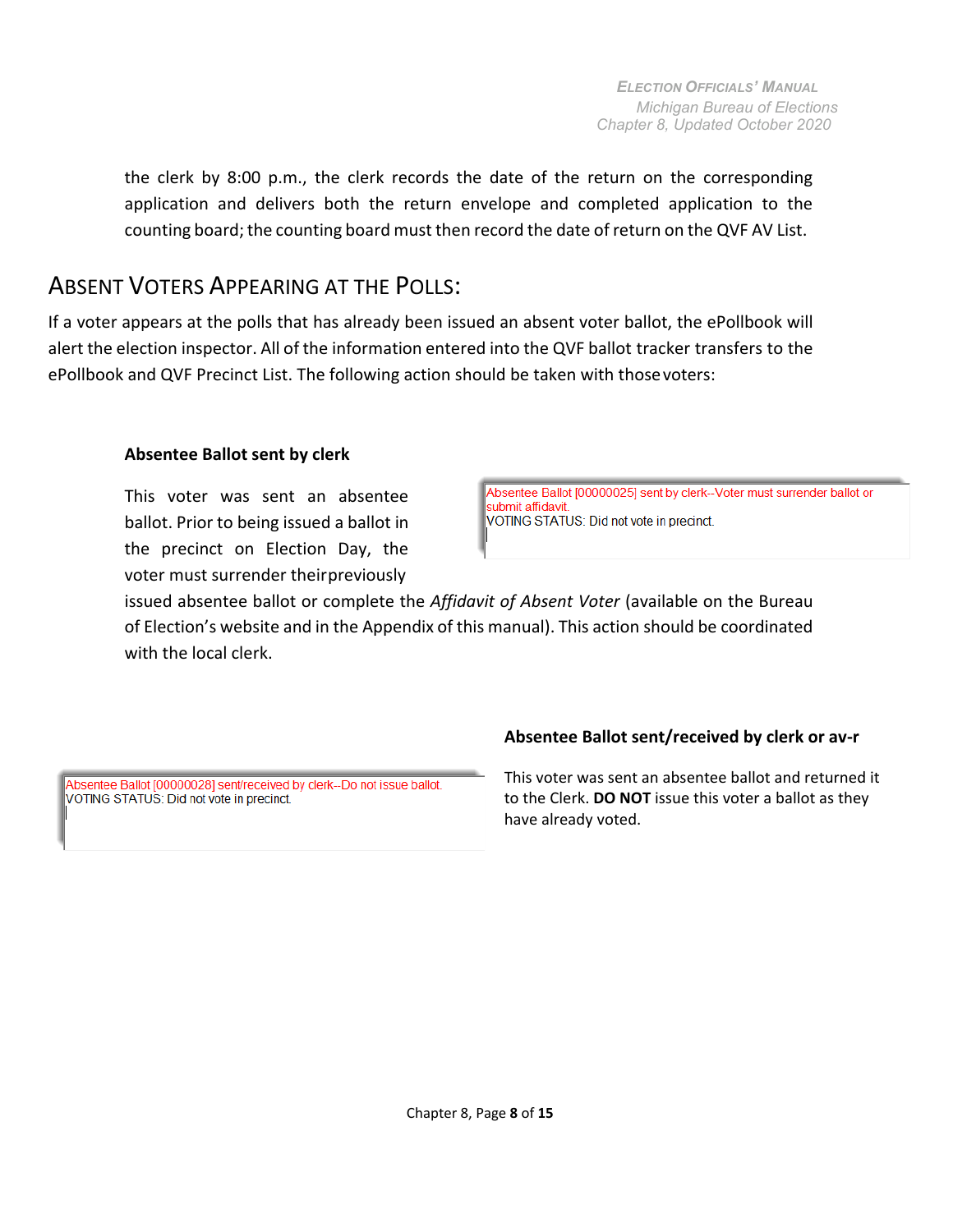the clerk by 8:00 p.m., the clerk records the date of the return on the corresponding application and delivers both the return envelope and completed application to the counting board; the counting board must then record the date of return on the QVF AV List.

## ABSENT VOTERS APPEARING AT THE POLLS:

If a voter appears at the polls that has already been issued an absent voter ballot, the ePollbook will alert the election inspector. All of the information entered into the QVF ballot tracker transfers to the ePollbook and QVF Precinct List. The following action should be taken with those voters:

### Absentee Ballot sent by clerk

Absentee Ballot [00000025] sent by clerk--Voter must surrender ballot or submit affidavit.
VOTING STATUS: Did not vote in precinct.

This voter was sent an absentee ballot. Prior to being issued a ballot in the precinct on Election Day, the voter must surrender their previously issued absentee ballot or complete the *Affidavit of Absent Voter* (available on the Bureau of Election's website and in the Appendix of this manual). This action should be coordinated with the local clerk.

### Absentee Ballot sent/received by clerk or av-r

Absentee Ballot [00000028] sent/received by clerk--Do not issue ballot.
VOTING STATUS: Did not vote in precinct.

This voter was sent an absentee ballot and returned it to the Clerk. **DO NOT** issue this voter a ballot as they have already voted.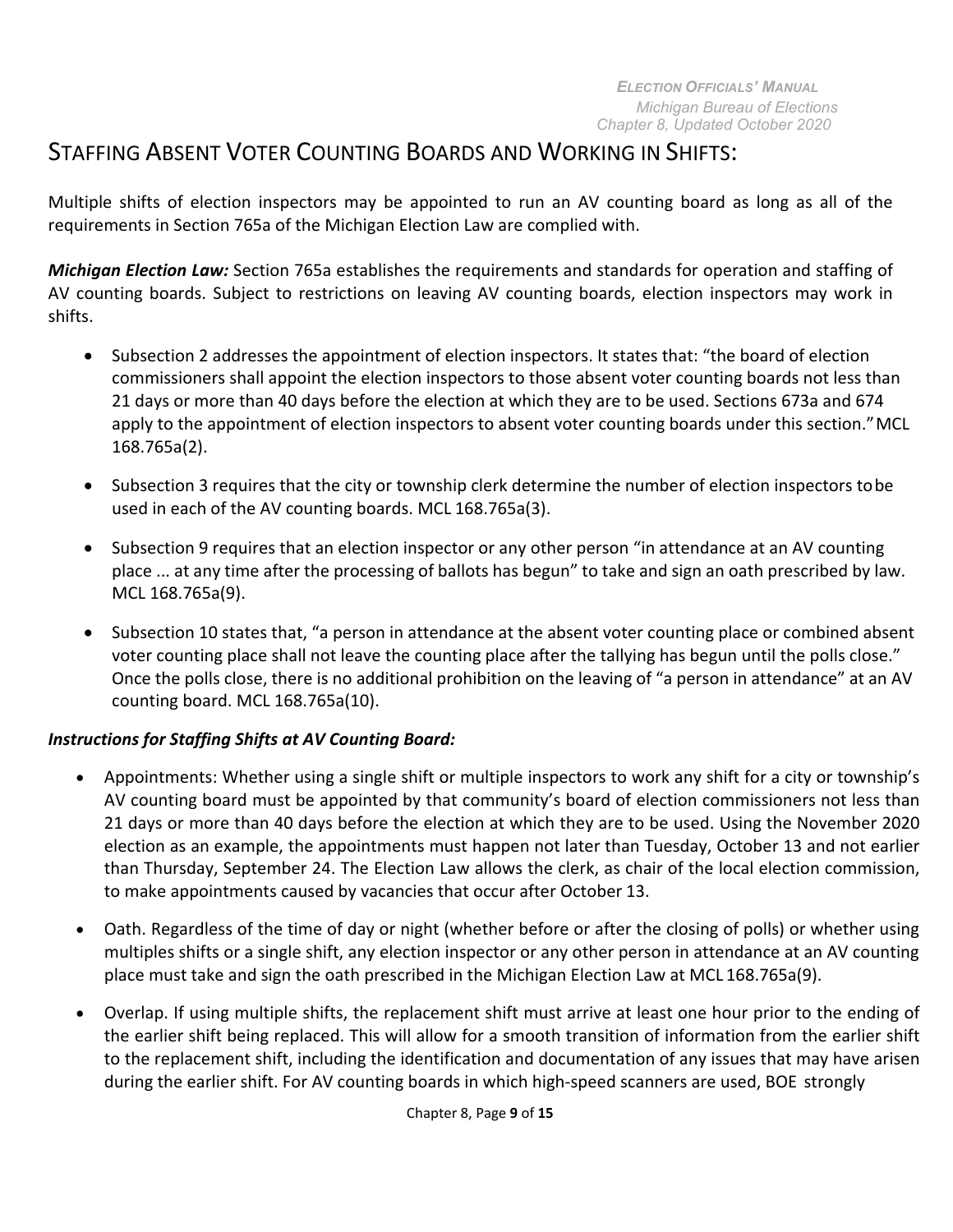## STAFFING ABSENT VOTER COUNTING BOARDS AND WORKING IN SHIFTS:

Multiple shifts of election inspectors may be appointed to run an AV counting board as long as all of the requirements in Section 765a of the Michigan Election Law are complied with.

***Michigan Election Law:*** Section 765a establishes the requirements and standards for operation and staffing of AV counting boards. Subject to restrictions on leaving AV counting boards, election inspectors may work in shifts.

- Subsection 2 addresses the appointment of election inspectors. It states that: "the board of election commissioners shall appoint the election inspectors to those absent voter counting boards not less than 21 days or more than 40 days before the election at which they are to be used. Sections 673a and 674 apply to the appointment of election inspectors to absent voter counting boards under this section." MCL 168.765a(2).
- Subsection 3 requires that the city or township clerk determine the number of election inspectors to be used in each of the AV counting boards. MCL 168.765a(3).
- Subsection 9 requires that an election inspector or any other person "in attendance at an AV counting place ... at any time after the processing of ballots has begun" to take and sign an oath prescribed by law. MCL 168.765a(9).
- Subsection 10 states that, "a person in attendance at the absent voter counting place or combined absent voter counting place shall not leave the counting place after the tallying has begun until the polls close." Once the polls close, there is no additional prohibition on the leaving of "a person in attendance" at an AV counting board. MCL 168.765a(10).

***Instructions for Staffing Shifts at AV Counting Board:***

- Appointments: Whether using a single shift or multiple inspectors to work any shift for a city or township's AV counting board must be appointed by that community's board of election commissioners not less than 21 days or more than 40 days before the election at which they are to be used. Using the November 2020 election as an example, the appointments must happen not later than Tuesday, October 13 and not earlier than Thursday, September 24. The Election Law allows the clerk, as chair of the local election commission, to make appointments caused by vacancies that occur after October 13.
- Oath. Regardless of the time of day or night (whether before or after the closing of polls) or whether using multiples shifts or a single shift, any election inspector or any other person in attendance at an AV counting place must take and sign the oath prescribed in the Michigan Election Law at MCL 168.765a(9).
- Overlap. If using multiple shifts, the replacement shift must arrive at least one hour prior to the ending of the earlier shift being replaced. This will allow for a smooth transition of information from the earlier shift to the replacement shift, including the identification and documentation of any issues that may have arisen during the earlier shift. For AV counting boards in which high-speed scanners are used, BOE strongly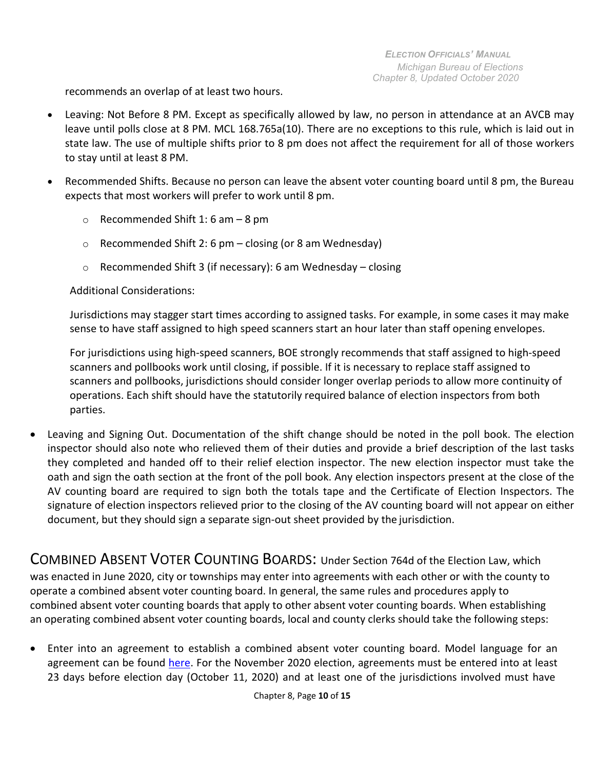recommends an overlap of at least two hours.

- Leaving: Not Before 8 PM. Except as specifically allowed by law, no person in attendance at an AVCB may leave until polls close at 8 PM. MCL 168.765a(10). There are no exceptions to this rule, which is laid out in state law. The use of multiple shifts prior to 8 pm does not affect the requirement for all of those workers to stay until at least 8 PM.
- Recommended Shifts. Because no person can leave the absent voter counting board until 8 pm, the Bureau expects that most workers will prefer to work until 8 pm.
  - Recommended Shift 1: 6 am – 8 pm
  - Recommended Shift 2: 6 pm – closing (or 8 am Wednesday)
  - Recommended Shift 3 (if necessary): 6 am Wednesday – closing

  Additional Considerations:

  Jurisdictions may stagger start times according to assigned tasks. For example, in some cases it may make sense to have staff assigned to high speed scanners start an hour later than staff opening envelopes.

  For jurisdictions using high-speed scanners, BOE strongly recommends that staff assigned to high-speed scanners and pollbooks work until closing, if possible. If it is necessary to replace staff assigned to scanners and pollbooks, jurisdictions should consider longer overlap periods to allow more continuity of operations. Each shift should have the statutorily required balance of election inspectors from both parties.

- Leaving and Signing Out. Documentation of the shift change should be noted in the poll book. The election inspector should also note who relieved them of their duties and provide a brief description of the last tasks they completed and handed off to their relief election inspector. The new election inspector must take the oath and sign the oath section at the front of the poll book. Any election inspectors present at the close of the AV counting board are required to sign both the totals tape and the Certificate of Election Inspectors. The signature of election inspectors relieved prior to the closing of the AV counting board will not appear on either document, but they should sign a separate sign-out sheet provided by the jurisdiction.

## COMBINED ABSENT VOTER COUNTING BOARDS:

Under Section 764d of the Election Law, which was enacted in June 2020, city or townships may enter into agreements with each other or with the county to operate a combined absent voter counting board. In general, the same rules and procedures apply to combined absent voter counting boards that apply to other absent voter counting boards. When establishing an operating combined absent voter counting boards, local and county clerks should take the following steps:

- Enter into an agreement to establish a combined absent voter counting board. Model language for an agreement can be found here. For the November 2020 election, agreements must be entered into at least 23 days before election day (October 11, 2020) and at least one of the jurisdictions involved must have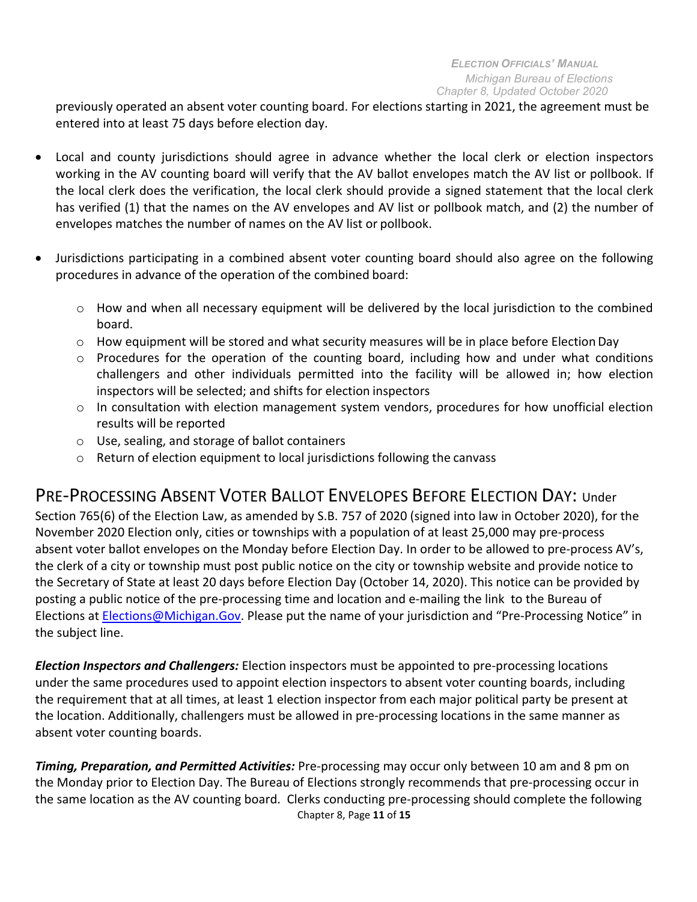previously operated an absent voter counting board. For elections starting in 2021, the agreement must be entered into at least 75 days before election day.

- Local and county jurisdictions should agree in advance whether the local clerk or election inspectors working in the AV counting board will verify that the AV ballot envelopes match the AV list or pollbook. If the local clerk does the verification, the local clerk should provide a signed statement that the local clerk has verified (1) that the names on the AV envelopes and AV list or pollbook match, and (2) the number of envelopes matches the number of names on the AV list or pollbook.

- Jurisdictions participating in a combined absent voter counting board should also agree on the following procedures in advance of the operation of the combined board:

  - How and when all necessary equipment will be delivered by the local jurisdiction to the combined board.
  - How equipment will be stored and what security measures will be in place before Election Day
  - Procedures for the operation of the counting board, including how and under what conditions challengers and other individuals permitted into the facility will be allowed in; how election inspectors will be selected; and shifts for election inspectors
  - In consultation with election management system vendors, procedures for how unofficial election results will be reported
  - Use, sealing, and storage of ballot containers
  - Return of election equipment to local jurisdictions following the canvass

## PRE-PROCESSING ABSENT VOTER BALLOT ENVELOPES BEFORE ELECTION DAY:

Under Section 765(6) of the Election Law, as amended by S.B. 757 of 2020 (signed into law in October 2020), for the November 2020 Election only, cities or townships with a population of at least 25,000 may pre-process absent voter ballot envelopes on the Monday before Election Day. In order to be allowed to pre-process AV's, the clerk of a city or township must post public notice on the city or township website and provide notice to the Secretary of State at least 20 days before Election Day (October 14, 2020). This notice can be provided by posting a public notice of the pre-processing time and location and e-mailing the link to the Bureau of Elections at Elections@Michigan.Gov. Please put the name of your jurisdiction and "Pre-Processing Notice" in the subject line.

***Election Inspectors and Challengers:*** Election inspectors must be appointed to pre-processing locations under the same procedures used to appoint election inspectors to absent voter counting boards, including the requirement that at all times, at least 1 election inspector from each major political party be present at the location. Additionally, challengers must be allowed in pre-processing locations in the same manner as absent voter counting boards.

***Timing, Preparation, and Permitted Activities:*** Pre-processing may occur only between 10 am and 8 pm on the Monday prior to Election Day. The Bureau of Elections strongly recommends that pre-processing occur in the same location as the AV counting board. Clerks conducting pre-processing should complete the following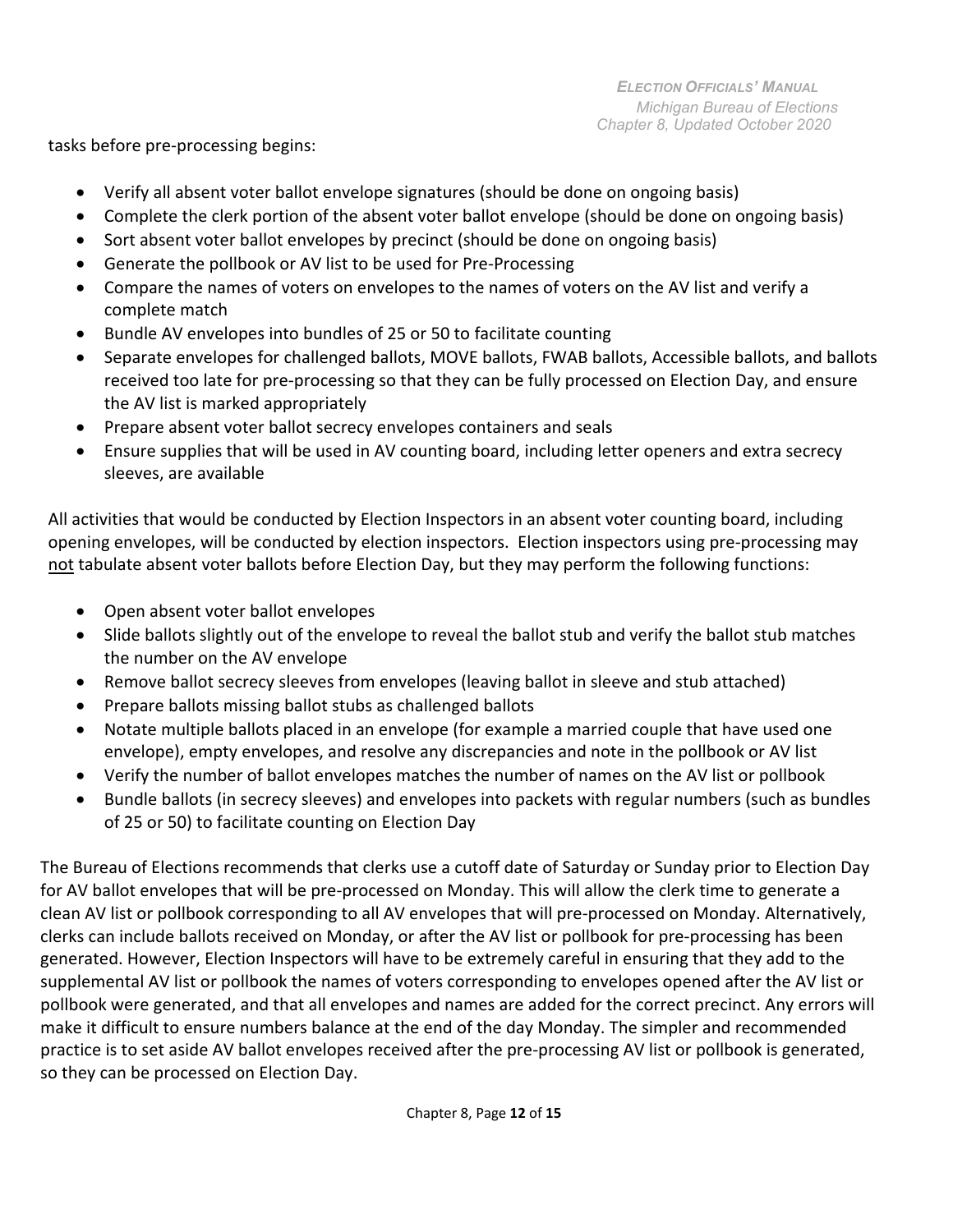tasks before pre-processing begins:

- Verify all absent voter ballot envelope signatures (should be done on ongoing basis)
- Complete the clerk portion of the absent voter ballot envelope (should be done on ongoing basis)
- Sort absent voter ballot envelopes by precinct (should be done on ongoing basis)
- Generate the pollbook or AV list to be used for Pre-Processing
- Compare the names of voters on envelopes to the names of voters on the AV list and verify a complete match
- Bundle AV envelopes into bundles of 25 or 50 to facilitate counting
- Separate envelopes for challenged ballots, MOVE ballots, FWAB ballots, Accessible ballots, and ballots received too late for pre-processing so that they can be fully processed on Election Day, and ensure the AV list is marked appropriately
- Prepare absent voter ballot secrecy envelopes containers and seals
- Ensure supplies that will be used in AV counting board, including letter openers and extra secrecy sleeves, are available

All activities that would be conducted by Election Inspectors in an absent voter counting board, including opening envelopes, will be conducted by election inspectors. Election inspectors using pre-processing may not tabulate absent voter ballots before Election Day, but they may perform the following functions:

- Open absent voter ballot envelopes
- Slide ballots slightly out of the envelope to reveal the ballot stub and verify the ballot stub matches the number on the AV envelope
- Remove ballot secrecy sleeves from envelopes (leaving ballot in sleeve and stub attached)
- Prepare ballots missing ballot stubs as challenged ballots
- Notate multiple ballots placed in an envelope (for example a married couple that have used one envelope), empty envelopes, and resolve any discrepancies and note in the pollbook or AV list
- Verify the number of ballot envelopes matches the number of names on the AV list or pollbook
- Bundle ballots (in secrecy sleeves) and envelopes into packets with regular numbers (such as bundles of 25 or 50) to facilitate counting on Election Day

The Bureau of Elections recommends that clerks use a cutoff date of Saturday or Sunday prior to Election Day for AV ballot envelopes that will be pre-processed on Monday. This will allow the clerk time to generate a clean AV list or pollbook corresponding to all AV envelopes that will pre-processed on Monday. Alternatively, clerks can include ballots received on Monday, or after the AV list or pollbook for pre-processing has been generated. However, Election Inspectors will have to be extremely careful in ensuring that they add to the supplemental AV list or pollbook the names of voters corresponding to envelopes opened after the AV list or pollbook were generated, and that all envelopes and names are added for the correct precinct. Any errors will make it difficult to ensure numbers balance at the end of the day Monday. The simpler and recommended practice is to set aside AV ballot envelopes received after the pre-processing AV list or pollbook is generated, so they can be processed on Election Day.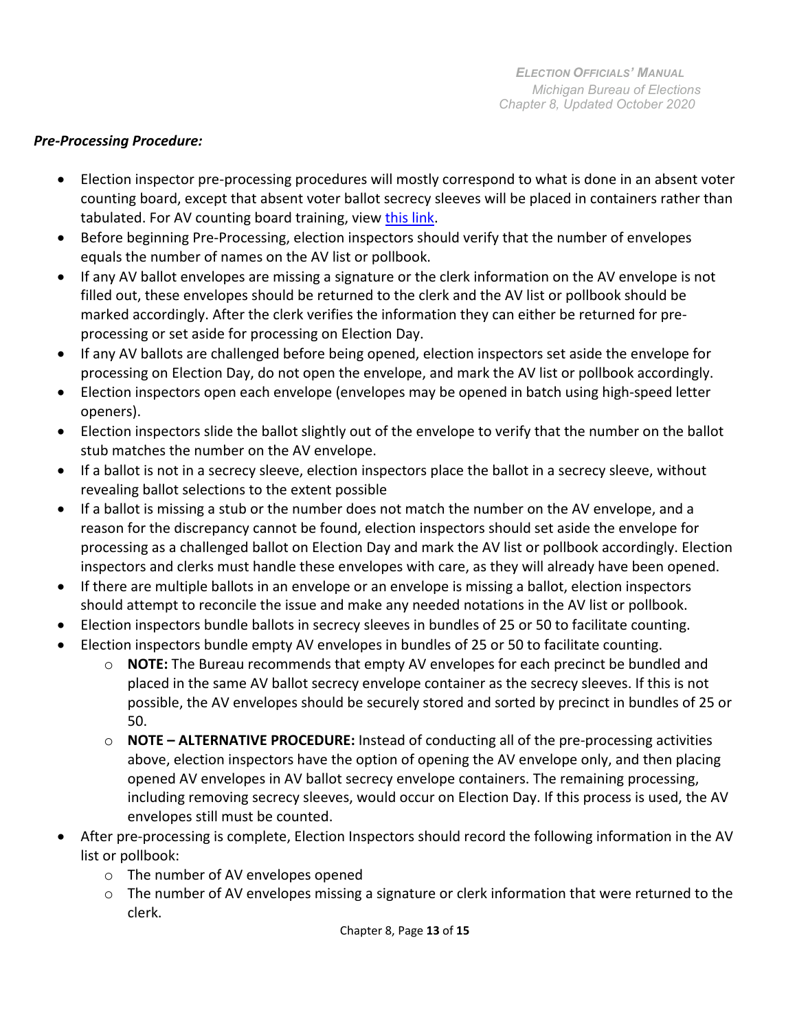***Pre-Processing Procedure:***

- Election inspector pre-processing procedures will mostly correspond to what is done in an absent voter counting board, except that absent voter ballot secrecy sleeves will be placed in containers rather than tabulated. For AV counting board training, view this link.
- Before beginning Pre-Processing, election inspectors should verify that the number of envelopes equals the number of names on the AV list or pollbook.
- If any AV ballot envelopes are missing a signature or the clerk information on the AV envelope is not filled out, these envelopes should be returned to the clerk and the AV list or pollbook should be marked accordingly. After the clerk verifies the information they can either be returned for pre-processing or set aside for processing on Election Day.
- If any AV ballots are challenged before being opened, election inspectors set aside the envelope for processing on Election Day, do not open the envelope, and mark the AV list or pollbook accordingly.
- Election inspectors open each envelope (envelopes may be opened in batch using high-speed letter openers).
- Election inspectors slide the ballot slightly out of the envelope to verify that the number on the ballot stub matches the number on the AV envelope.
- If a ballot is not in a secrecy sleeve, election inspectors place the ballot in a secrecy sleeve, without revealing ballot selections to the extent possible
- If a ballot is missing a stub or the number does not match the number on the AV envelope, and a reason for the discrepancy cannot be found, election inspectors should set aside the envelope for processing as a challenged ballot on Election Day and mark the AV list or pollbook accordingly. Election inspectors and clerks must handle these envelopes with care, as they will already have been opened.
- If there are multiple ballots in an envelope or an envelope is missing a ballot, election inspectors should attempt to reconcile the issue and make any needed notations in the AV list or pollbook.
- Election inspectors bundle ballots in secrecy sleeves in bundles of 25 or 50 to facilitate counting.
- Election inspectors bundle empty AV envelopes in bundles of 25 or 50 to facilitate counting.
  - **NOTE:** The Bureau recommends that empty AV envelopes for each precinct be bundled and placed in the same AV ballot secrecy envelope container as the secrecy sleeves. If this is not possible, the AV envelopes should be securely stored and sorted by precinct in bundles of 25 or 50.
  - **NOTE – ALTERNATIVE PROCEDURE:** Instead of conducting all of the pre-processing activities above, election inspectors have the option of opening the AV envelope only, and then placing opened AV envelopes in AV ballot secrecy envelope containers. The remaining processing, including removing secrecy sleeves, would occur on Election Day. If this process is used, the AV envelopes still must be counted.
- After pre-processing is complete, Election Inspectors should record the following information in the AV list or pollbook:
  - The number of AV envelopes opened
  - The number of AV envelopes missing a signature or clerk information that were returned to the clerk.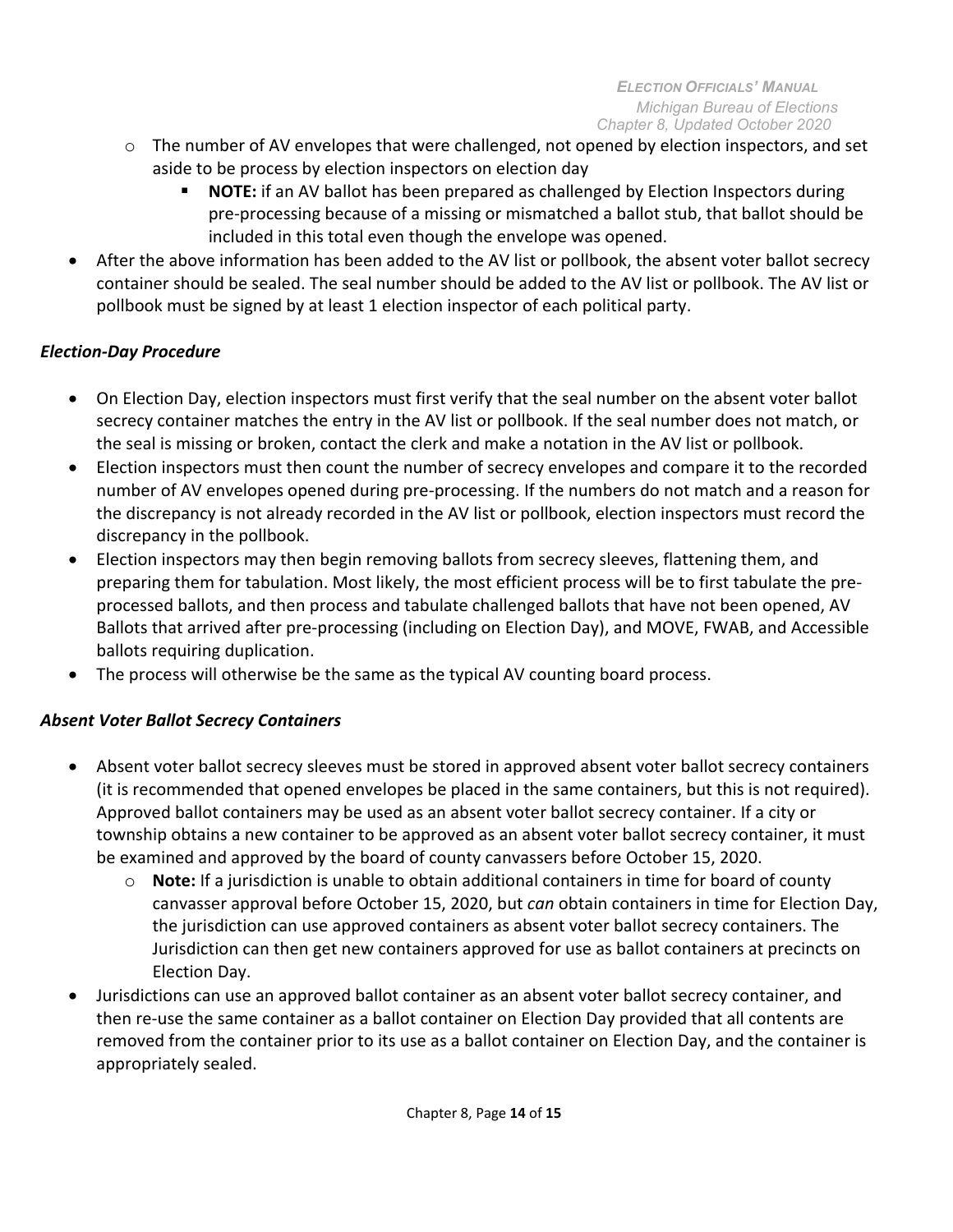- The number of AV envelopes that were challenged, not opened by election inspectors, and set aside to be process by election inspectors on election day
    - **NOTE:** if an AV ballot has been prepared as challenged by Election Inspectors during pre-processing because of a missing or mismatched a ballot stub, that ballot should be included in this total even though the envelope was opened.
- After the above information has been added to the AV list or pollbook, the absent voter ballot secrecy container should be sealed. The seal number should be added to the AV list or pollbook. The AV list or pollbook must be signed by at least 1 election inspector of each political party.

### *Election-Day Procedure*

- On Election Day, election inspectors must first verify that the seal number on the absent voter ballot secrecy container matches the entry in the AV list or pollbook. If the seal number does not match, or the seal is missing or broken, contact the clerk and make a notation in the AV list or pollbook.
- Election inspectors must then count the number of secrecy envelopes and compare it to the recorded number of AV envelopes opened during pre-processing. If the numbers do not match and a reason for the discrepancy is not already recorded in the AV list or pollbook, election inspectors must record the discrepancy in the pollbook.
- Election inspectors may then begin removing ballots from secrecy sleeves, flattening them, and preparing them for tabulation. Most likely, the most efficient process will be to first tabulate the pre-processed ballots, and then process and tabulate challenged ballots that have not been opened, AV Ballots that arrived after pre-processing (including on Election Day), and MOVE, FWAB, and Accessible ballots requiring duplication.
- The process will otherwise be the same as the typical AV counting board process.

### *Absent Voter Ballot Secrecy Containers*

- Absent voter ballot secrecy sleeves must be stored in approved absent voter ballot secrecy containers (it is recommended that opened envelopes be placed in the same containers, but this is not required). Approved ballot containers may be used as an absent voter ballot secrecy container. If a city or township obtains a new container to be approved as an absent voter ballot secrecy container, it must be examined and approved by the board of county canvassers before October 15, 2020.
    - **Note:** If a jurisdiction is unable to obtain additional containers in time for board of county canvasser approval before October 15, 2020, but *can* obtain containers in time for Election Day, the jurisdiction can use approved containers as absent voter ballot secrecy containers. The Jurisdiction can then get new containers approved for use as ballot containers at precincts on Election Day.
- Jurisdictions can use an approved ballot container as an absent voter ballot secrecy container, and then re-use the same container as a ballot container on Election Day provided that all contents are removed from the container prior to its use as a ballot container on Election Day, and the container is appropriately sealed.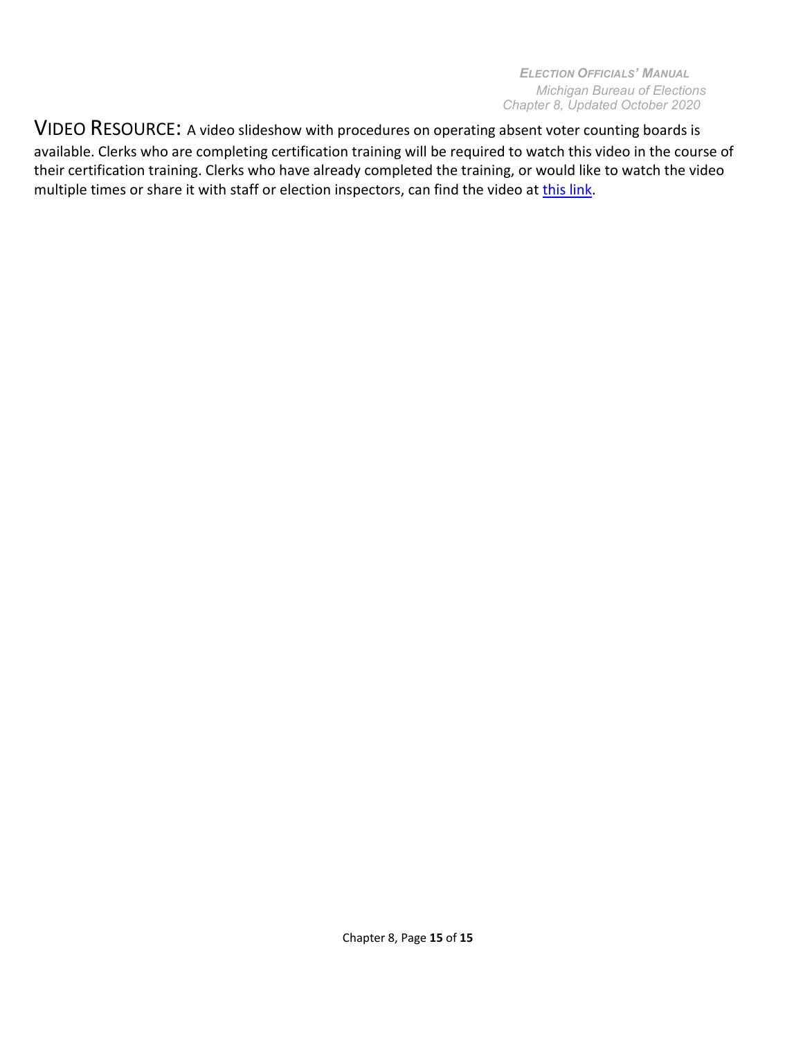VIDEO RESOURCE: A video slideshow with procedures on operating absent voter counting boards is available. Clerks who are completing certification training will be required to watch this video in the course of their certification training. Clerks who have already completed the training, or would like to watch the video multiple times or share it with staff or election inspectors, can find the video at this link.